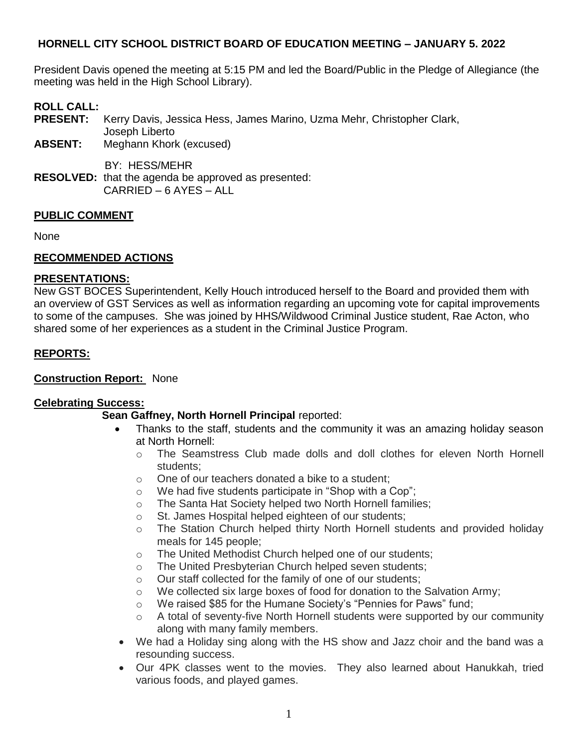# HORNELL CITY SCHOOL DISTRICT BOARD OF EDUCATION MEETING – JANUARY 5. 2022

President Davis opened the meeting at 5:15 PM and led the Board/Public in the Pledge of Allegiance (the meeting was held in the High School Library).

**ROLL CALL:**

**PRESENT:** Kerry Davis, Jessica Hess, James Marino, Uzma Mehr, Christopher Clark, Joseph Liberto

**ABSENT:** Meghann Khork (excused)

BY: HESS/MEHR

**RESOLVED:** that the agenda be approved as presented:
CARRIED – 6 AYES – ALL

## PUBLIC COMMENT

None

## RECOMMENDED ACTIONS

## PRESENTATIONS:

New GST BOCES Superintendent, Kelly Houch introduced herself to the Board and provided them with an overview of GST Services as well as information regarding an upcoming vote for capital improvements to some of the campuses. She was joined by HHS/Wildwood Criminal Justice student, Rae Acton, who shared some of her experiences as a student in the Criminal Justice Program.

## REPORTS:

**Construction Report:** None

**Celebrating Success:**

**Sean Gaffney, North Hornell Principal** reported:

- Thanks to the staff, students and the community it was an amazing holiday season at North Hornell:
  - The Seamstress Club made dolls and doll clothes for eleven North Hornell students;
  - One of our teachers donated a bike to a student;
  - We had five students participate in "Shop with a Cop";
  - The Santa Hat Society helped two North Hornell families;
  - St. James Hospital helped eighteen of our students;
  - The Station Church helped thirty North Hornell students and provided holiday meals for 145 people;
  - The United Methodist Church helped one of our students;
  - The United Presbyterian Church helped seven students;
  - Our staff collected for the family of one of our students;
  - We collected six large boxes of food for donation to the Salvation Army;
  - We raised $85 for the Humane Society's "Pennies for Paws" fund;
  - A total of seventy-five North Hornell students were supported by our community along with many family members.
- We had a Holiday sing along with the HS show and Jazz choir and the band was a resounding success.
- Our 4PK classes went to the movies. They also learned about Hanukkah, tried various foods, and played games.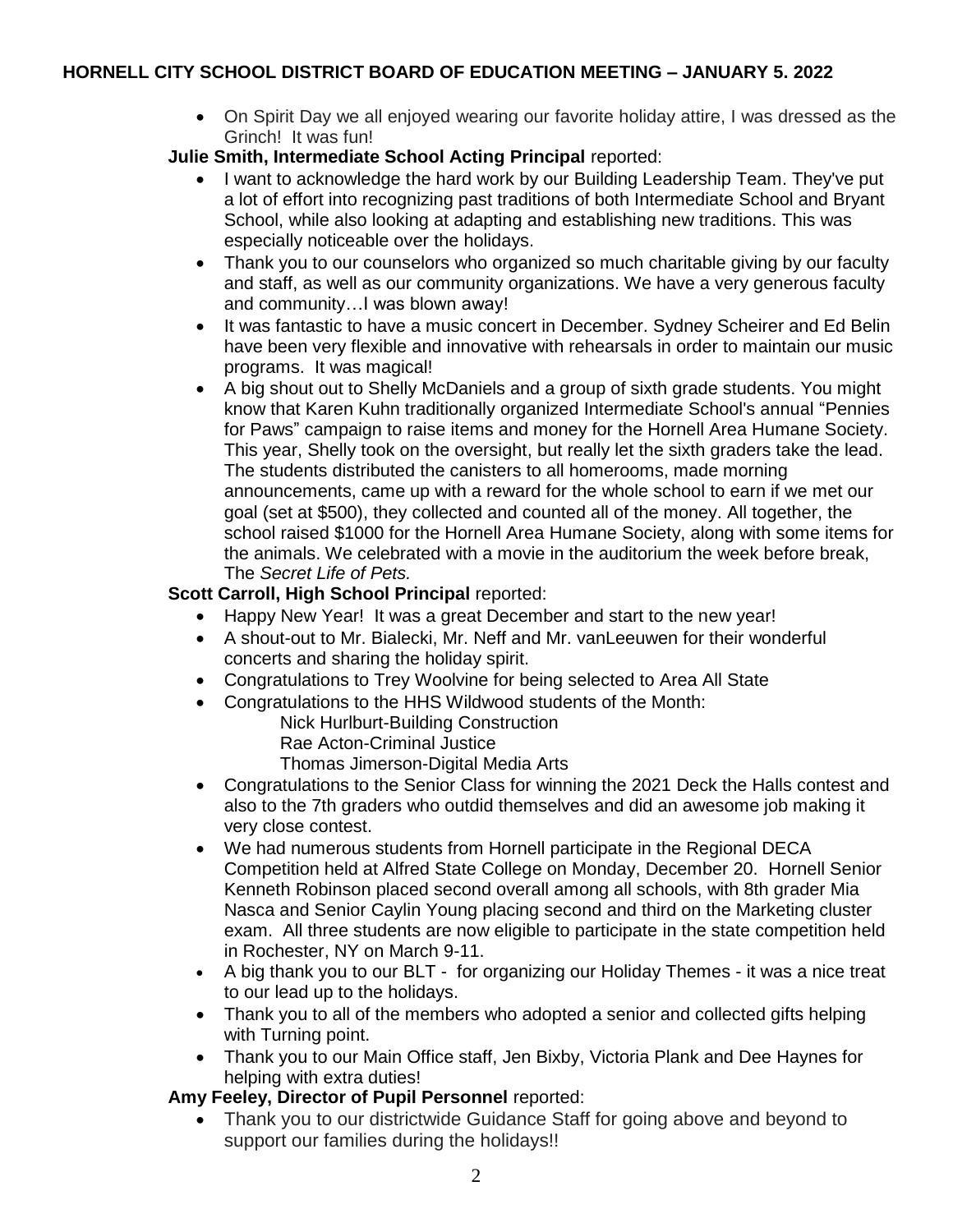- On Spirit Day we all enjoyed wearing our favorite holiday attire, I was dressed as the Grinch! It was fun!

**Julie Smith, Intermediate School Acting Principal** reported:

- I want to acknowledge the hard work by our Building Leadership Team. They've put a lot of effort into recognizing past traditions of both Intermediate School and Bryant School, while also looking at adapting and establishing new traditions. This was especially noticeable over the holidays.
- Thank you to our counselors who organized so much charitable giving by our faculty and staff, as well as our community organizations. We have a very generous faculty and community…I was blown away!
- It was fantastic to have a music concert in December. Sydney Scheirer and Ed Belin have been very flexible and innovative with rehearsals in order to maintain our music programs. It was magical!
- A big shout out to Shelly McDaniels and a group of sixth grade students. You might know that Karen Kuhn traditionally organized Intermediate School's annual "Pennies for Paws" campaign to raise items and money for the Hornell Area Humane Society. This year, Shelly took on the oversight, but really let the sixth graders take the lead. The students distributed the canisters to all homerooms, made morning announcements, came up with a reward for the whole school to earn if we met our goal (set at $500), they collected and counted all of the money. All together, the school raised $1000 for the Hornell Area Humane Society, along with some items for the animals. We celebrated with a movie in the auditorium the week before break, The *Secret Life of Pets.*

**Scott Carroll, High School Principal** reported:

- Happy New Year! It was a great December and start to the new year!
- A shout-out to Mr. Bialecki, Mr. Neff and Mr. vanLeeuwen for their wonderful concerts and sharing the holiday spirit.
- Congratulations to Trey Woolvine for being selected to Area All State
- Congratulations to the HHS Wildwood students of the Month:
  - Nick Hurlburt-Building Construction
  - Rae Acton-Criminal Justice
  - Thomas Jimerson-Digital Media Arts
- Congratulations to the Senior Class for winning the 2021 Deck the Halls contest and also to the 7th graders who outdid themselves and did an awesome job making it very close contest.
- We had numerous students from Hornell participate in the Regional DECA Competition held at Alfred State College on Monday, December 20. Hornell Senior Kenneth Robinson placed second overall among all schools, with 8th grader Mia Nasca and Senior Caylin Young placing second and third on the Marketing cluster exam. All three students are now eligible to participate in the state competition held in Rochester, NY on March 9-11.
- A big thank you to our BLT - for organizing our Holiday Themes - it was a nice treat to our lead up to the holidays.
- Thank you to all of the members who adopted a senior and collected gifts helping with Turning point.
- Thank you to our Main Office staff, Jen Bixby, Victoria Plank and Dee Haynes for helping with extra duties!

**Amy Feeley, Director of Pupil Personnel** reported:

- Thank you to our districtwide Guidance Staff for going above and beyond to support our families during the holidays!!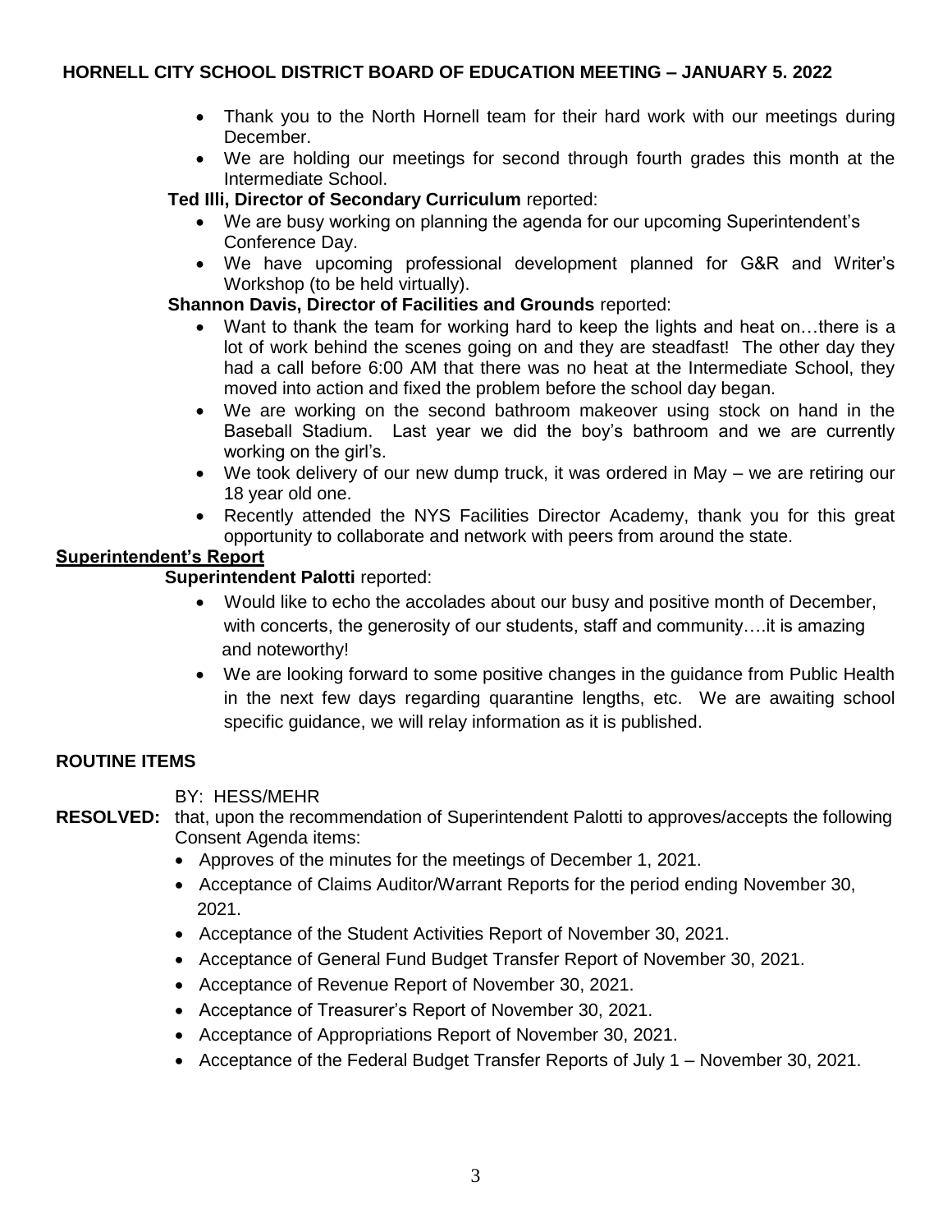- Thank you to the North Hornell team for their hard work with our meetings during December.
- We are holding our meetings for second through fourth grades this month at the Intermediate School.

**Ted Illi, Director of Secondary Curriculum** reported:

- We are busy working on planning the agenda for our upcoming Superintendent's Conference Day.
- We have upcoming professional development planned for G&R and Writer's Workshop (to be held virtually).

**Shannon Davis, Director of Facilities and Grounds** reported:

- Want to thank the team for working hard to keep the lights and heat on…there is a lot of work behind the scenes going on and they are steadfast! The other day they had a call before 6:00 AM that there was no heat at the Intermediate School, they moved into action and fixed the problem before the school day began.
- We are working on the second bathroom makeover using stock on hand in the Baseball Stadium. Last year we did the boy's bathroom and we are currently working on the girl's.
- We took delivery of our new dump truck, it was ordered in May – we are retiring our 18 year old one.
- Recently attended the NYS Facilities Director Academy, thank you for this great opportunity to collaborate and network with peers from around the state.

**Superintendent's Report**

**Superintendent Palotti** reported:

- Would like to echo the accolades about our busy and positive month of December, with concerts, the generosity of our students, staff and community….it is amazing and noteworthy!
- We are looking forward to some positive changes in the guidance from Public Health in the next few days regarding quarantine lengths, etc. We are awaiting school specific guidance, we will relay information as it is published.

**ROUTINE ITEMS**

BY: HESS/MEHR

**RESOLVED:** that, upon the recommendation of Superintendent Palotti to approves/accepts the following Consent Agenda items:

- Approves of the minutes for the meetings of December 1, 2021.
- Acceptance of Claims Auditor/Warrant Reports for the period ending November 30, 2021.
- Acceptance of the Student Activities Report of November 30, 2021.
- Acceptance of General Fund Budget Transfer Report of November 30, 2021.
- Acceptance of Revenue Report of November 30, 2021.
- Acceptance of Treasurer's Report of November 30, 2021.
- Acceptance of Appropriations Report of November 30, 2021.
- Acceptance of the Federal Budget Transfer Reports of July 1 – November 30, 2021.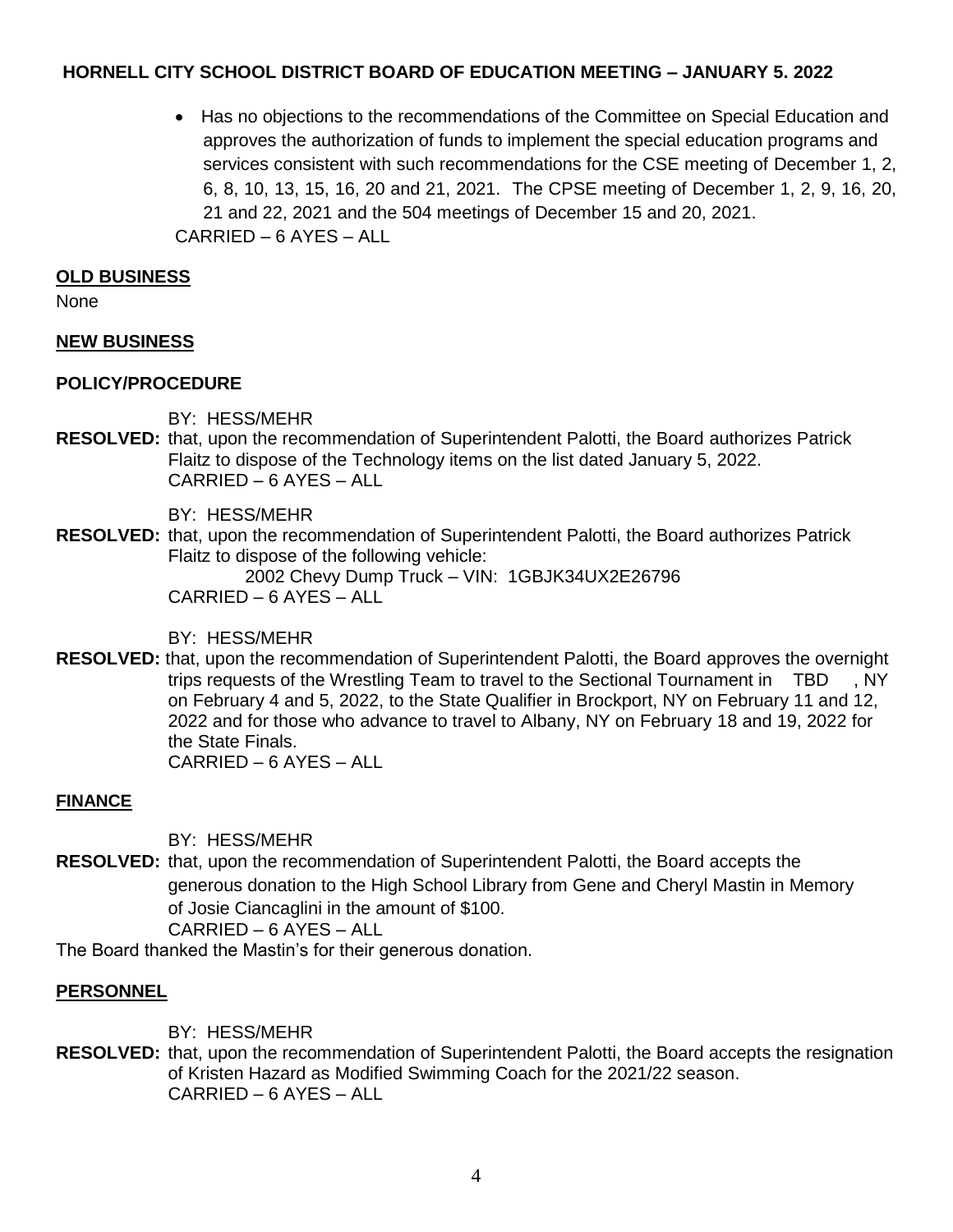- Has no objections to the recommendations of the Committee on Special Education and approves the authorization of funds to implement the special education programs and services consistent with such recommendations for the CSE meeting of December 1, 2, 6, 8, 10, 13, 15, 16, 20 and 21, 2021. The CPSE meeting of December 1, 2, 9, 16, 20, 21 and 22, 2021 and the 504 meetings of December 15 and 20, 2021.

CARRIED – 6 AYES – ALL

## OLD BUSINESS

None

## NEW BUSINESS

### POLICY/PROCEDURE

BY: HESS/MEHR

**RESOLVED:** that, upon the recommendation of Superintendent Palotti, the Board authorizes Patrick Flaitz to dispose of the Technology items on the list dated January 5, 2022.
CARRIED – 6 AYES – ALL

BY: HESS/MEHR

**RESOLVED:** that, upon the recommendation of Superintendent Palotti, the Board authorizes Patrick Flaitz to dispose of the following vehicle:
2002 Chevy Dump Truck – VIN: 1GBJK34UX2E26796
CARRIED – 6 AYES – ALL

BY: HESS/MEHR

**RESOLVED:** that, upon the recommendation of Superintendent Palotti, the Board approves the overnight trips requests of the Wrestling Team to travel to the Sectional Tournament in TBD , NY on February 4 and 5, 2022, to the State Qualifier in Brockport, NY on February 11 and 12, 2022 and for those who advance to travel to Albany, NY on February 18 and 19, 2022 for the State Finals.
CARRIED – 6 AYES – ALL

### FINANCE

BY: HESS/MEHR

**RESOLVED:** that, upon the recommendation of Superintendent Palotti, the Board accepts the generous donation to the High School Library from Gene and Cheryl Mastin in Memory of Josie Ciancaglini in the amount of $100.
CARRIED – 6 AYES – ALL

The Board thanked the Mastin's for their generous donation.

### PERSONNEL

BY: HESS/MEHR

**RESOLVED:** that, upon the recommendation of Superintendent Palotti, the Board accepts the resignation of Kristen Hazard as Modified Swimming Coach for the 2021/22 season.
CARRIED – 6 AYES – ALL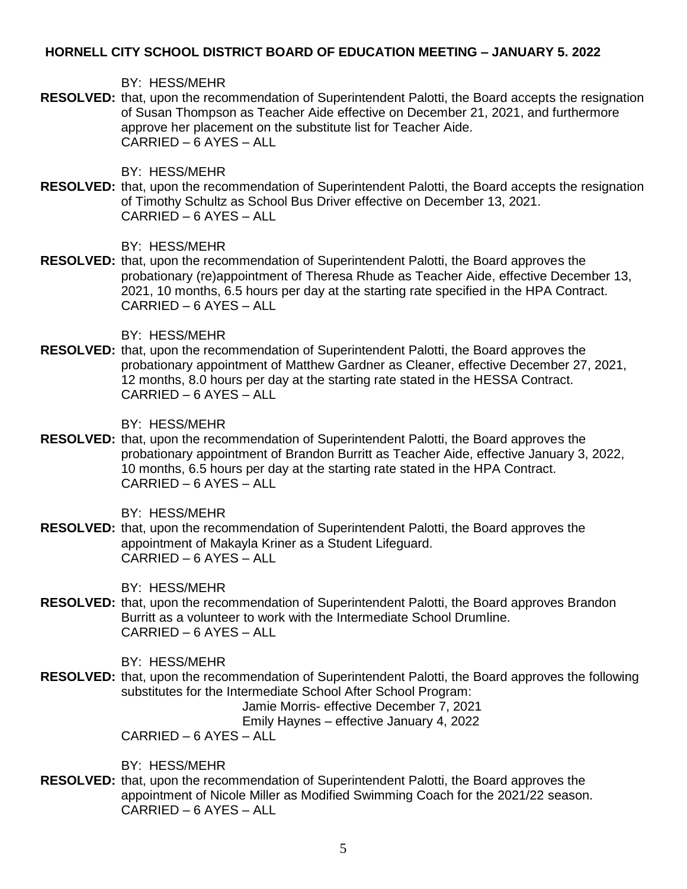**HORNELL CITY SCHOOL DISTRICT BOARD OF EDUCATION MEETING – JANUARY 5. 2022**

BY: HESS/MEHR

**RESOLVED:** that, upon the recommendation of Superintendent Palotti, the Board accepts the resignation of Susan Thompson as Teacher Aide effective on December 21, 2021, and furthermore approve her placement on the substitute list for Teacher Aide.
CARRIED – 6 AYES – ALL

BY: HESS/MEHR

**RESOLVED:** that, upon the recommendation of Superintendent Palotti, the Board accepts the resignation of Timothy Schultz as School Bus Driver effective on December 13, 2021.
CARRIED – 6 AYES – ALL

BY: HESS/MEHR

**RESOLVED:** that, upon the recommendation of Superintendent Palotti, the Board approves the probationary (re)appointment of Theresa Rhude as Teacher Aide, effective December 13, 2021, 10 months, 6.5 hours per day at the starting rate specified in the HPA Contract.
CARRIED – 6 AYES – ALL

BY: HESS/MEHR

**RESOLVED:** that, upon the recommendation of Superintendent Palotti, the Board approves the probationary appointment of Matthew Gardner as Cleaner, effective December 27, 2021, 12 months, 8.0 hours per day at the starting rate stated in the HESSA Contract.
CARRIED – 6 AYES – ALL

BY: HESS/MEHR

**RESOLVED:** that, upon the recommendation of Superintendent Palotti, the Board approves the probationary appointment of Brandon Burritt as Teacher Aide, effective January 3, 2022, 10 months, 6.5 hours per day at the starting rate stated in the HPA Contract.
CARRIED – 6 AYES – ALL

BY: HESS/MEHR

**RESOLVED:** that, upon the recommendation of Superintendent Palotti, the Board approves the appointment of Makayla Kriner as a Student Lifeguard.
CARRIED – 6 AYES – ALL

BY: HESS/MEHR

**RESOLVED:** that, upon the recommendation of Superintendent Palotti, the Board approves Brandon Burritt as a volunteer to work with the Intermediate School Drumline.
CARRIED – 6 AYES – ALL

BY: HESS/MEHR

**RESOLVED:** that, upon the recommendation of Superintendent Palotti, the Board approves the following substitutes for the Intermediate School After School Program:

Jamie Morris- effective December 7, 2021
Emily Haynes – effective January 4, 2022

CARRIED – 6 AYES – ALL

BY: HESS/MEHR

**RESOLVED:** that, upon the recommendation of Superintendent Palotti, the Board approves the appointment of Nicole Miller as Modified Swimming Coach for the 2021/22 season.
CARRIED – 6 AYES – ALL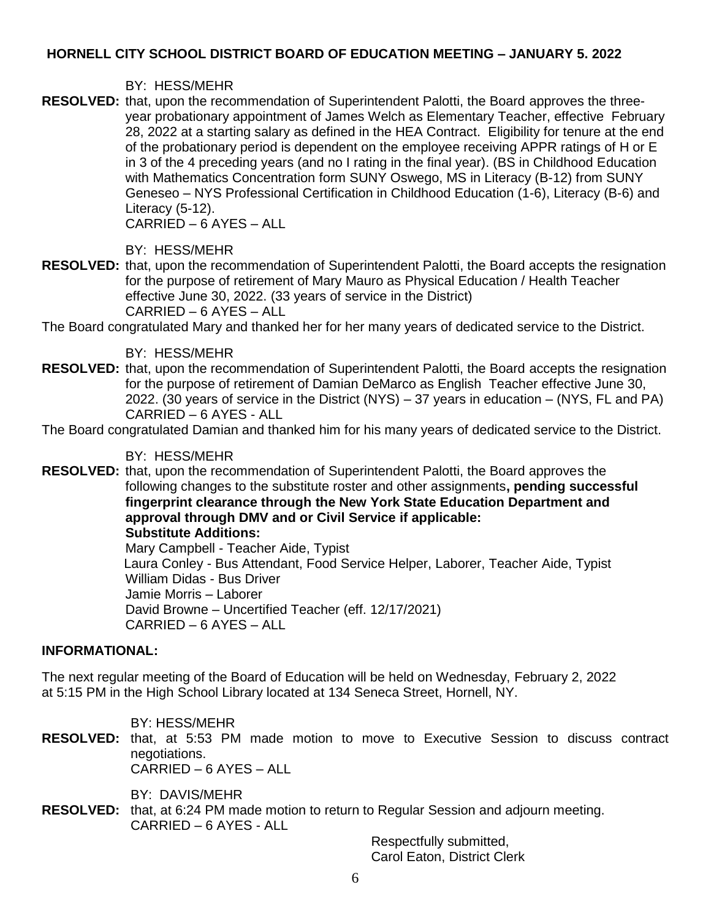**HORNELL CITY SCHOOL DISTRICT BOARD OF EDUCATION MEETING – JANUARY 5. 2022**

BY: HESS/MEHR

**RESOLVED:** that, upon the recommendation of Superintendent Palotti, the Board approves the three-year probationary appointment of James Welch as Elementary Teacher, effective February 28, 2022 at a starting salary as defined in the HEA Contract. Eligibility for tenure at the end of the probationary period is dependent on the employee receiving APPR ratings of H or E in 3 of the 4 preceding years (and no I rating in the final year). (BS in Childhood Education with Mathematics Concentration form SUNY Oswego, MS in Literacy (B-12) from SUNY Geneseo – NYS Professional Certification in Childhood Education (1-6), Literacy (B-6) and Literacy (5-12).
CARRIED – 6 AYES – ALL

BY: HESS/MEHR

**RESOLVED:** that, upon the recommendation of Superintendent Palotti, the Board accepts the resignation for the purpose of retirement of Mary Mauro as Physical Education / Health Teacher effective June 30, 2022. (33 years of service in the District)
CARRIED – 6 AYES – ALL

The Board congratulated Mary and thanked her for her many years of dedicated service to the District.

BY: HESS/MEHR

**RESOLVED:** that, upon the recommendation of Superintendent Palotti, the Board accepts the resignation for the purpose of retirement of Damian DeMarco as English Teacher effective June 30, 2022. (30 years of service in the District (NYS) – 37 years in education – (NYS, FL and PA)
CARRIED – 6 AYES - ALL

The Board congratulated Damian and thanked him for his many years of dedicated service to the District.

BY: HESS/MEHR

**RESOLVED:** that, upon the recommendation of Superintendent Palotti, the Board approves the following changes to the substitute roster and other assignments**, pending successful fingerprint clearance through the New York State Education Department and approval through DMV and or Civil Service if applicable:**

**Substitute Additions:**

Mary Campbell - Teacher Aide, Typist
Laura Conley - Bus Attendant, Food Service Helper, Laborer, Teacher Aide, Typist
William Didas - Bus Driver
Jamie Morris – Laborer
David Browne – Uncertified Teacher (eff. 12/17/2021)
CARRIED – 6 AYES – ALL

**INFORMATIONAL:**

The next regular meeting of the Board of Education will be held on Wednesday, February 2, 2022 at 5:15 PM in the High School Library located at 134 Seneca Street, Hornell, NY.

BY: HESS/MEHR

**RESOLVED:** that, at 5:53 PM made motion to move to Executive Session to discuss contract negotiations.
CARRIED – 6 AYES – ALL

BY: DAVIS/MEHR

**RESOLVED:** that, at 6:24 PM made motion to return to Regular Session and adjourn meeting.
CARRIED – 6 AYES - ALL

Respectfully submitted,
Carol Eaton, District Clerk